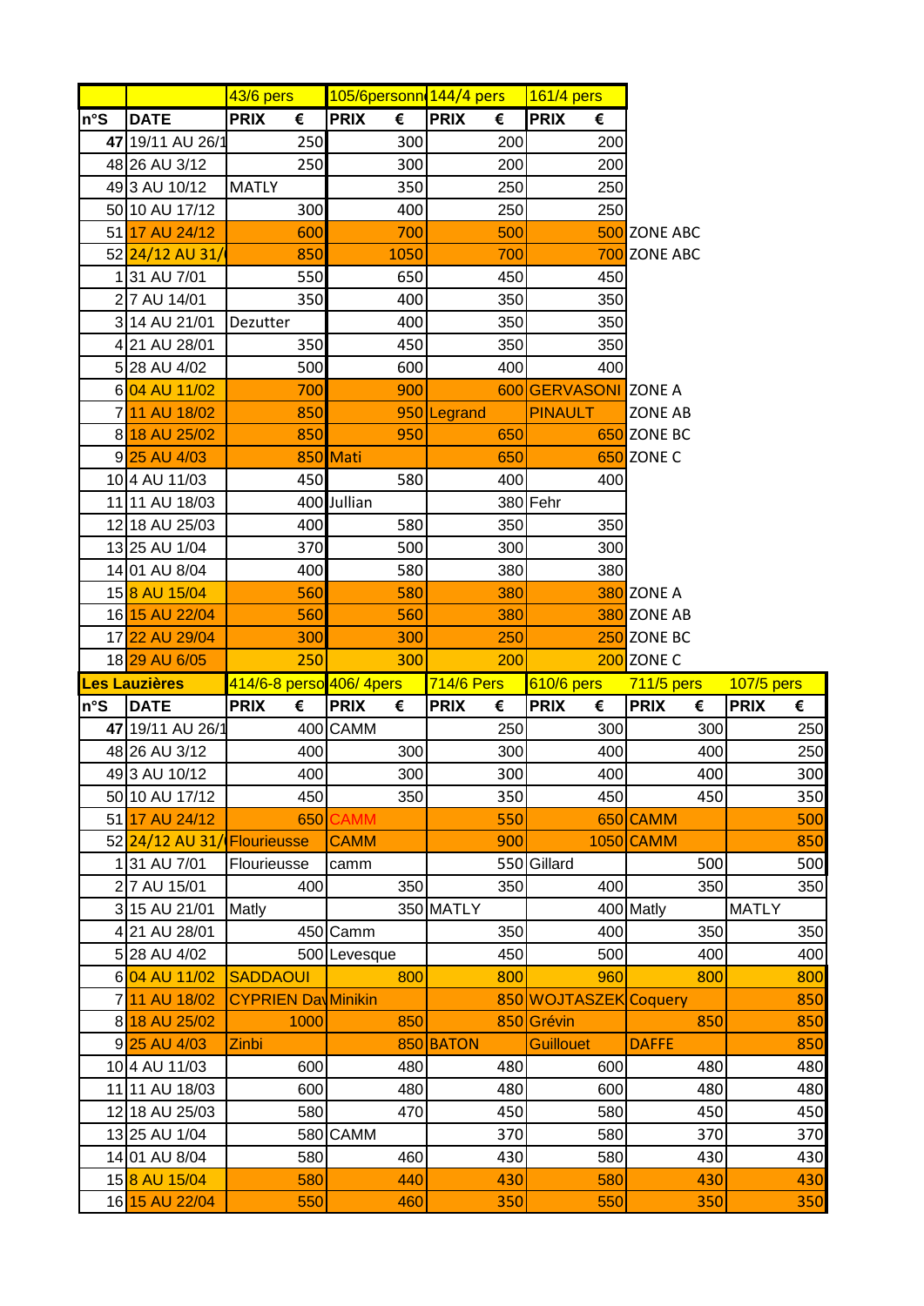| | | 43/6 pers | | 105/6personn | | 144/4 pers | | 161/4 pers | | |
|---|---|---|---|---|---|---|---|---|---|---|
| n°S | DATE | PRIX | € | PRIX | € | PRIX | € | PRIX | € | |
| 47 | 19/11 AU 26/1 | | 250 | | 300 | | 200 | | 200 | |
| 48 | 26 AU 3/12 | | 250 | | 300 | | 200 | | 200 | |
| 49 | 3 AU 10/12 | MATLY | | | 350 | | 250 | | 250 | |
| 50 | 10 AU 17/12 | | 300 | | 400 | | 250 | | 250 | |
| 51 | 17 AU 24/12 | | 600 | | 700 | | 500 | | 500 | ZONE ABC |
| 52 | 24/12 AU 31/( | | 850 | | 1050 | | 700 | | 700 | ZONE ABC |
| 1 | 31 AU 7/01 | | 550 | | 650 | | 450 | | 450 | |
| 2 | 7 AU 14/01 | | 350 | | 400 | | 350 | | 350 | |
| 3 | 14 AU 21/01 | Dezutter | | | 400 | | 350 | | 350 | |
| 4 | 21 AU 28/01 | | 350 | | 450 | | 350 | | 350 | |
| 5 | 28 AU 4/02 | | 500 | | 600 | | 400 | | 400 | |
| 6 | 04 AU 11/02 | | 700 | | 900 | | 600 | GERVASONI | | ZONE A |
| 7 | 11 AU 18/02 | | 850 | | 950 | Legrand | | PINAULT | | ZONE AB |
| 8 | 18 AU 25/02 | | 850 | | 950 | | 650 | | 650 | ZONE BC |
| 9 | 25 AU 4/03 | | 850 | Mati | | | 650 | | 650 | ZONE C |
| 10 | 4 AU 11/03 | | 450 | | 580 | | 400 | | 400 | |
| 11 | 11 AU 18/03 | | 400 | Jullian | | | 380 | Fehr | | |
| 12 | 18 AU 25/03 | | 400 | | 580 | | 350 | | 350 | |
| 13 | 25 AU 1/04 | | 370 | | 500 | | 300 | | 300 | |
| 14 | 01 AU 8/04 | | 400 | | 580 | | 380 | | 380 | |
| 15 | 8 AU 15/04 | | 560 | | 580 | | 380 | | 380 | ZONE A |
| 16 | 15 AU 22/04 | | 560 | | 560 | | 380 | | 380 | ZONE AB |
| 17 | 22 AU 29/04 | | 300 | | 300 | | 250 | | 250 | ZONE BC |
| 18 | 29 AU 6/05 | | 250 | | 300 | | 200 | | 200 | ZONE C |

| **Les Lauzières** | | 414/6-8 perso | | 406/ 4pers | | 714/6 Pers | | 610/6 pers | | 711/5 pers | | 107/5 pers | |
|---|---|---|---|---|---|---|---|---|---|---|---|---|---|
| n°S | DATE | PRIX | € | PRIX | € | PRIX | € | PRIX | € | PRIX | € | PRIX | € |
| 47 | 19/11 AU 26/1 | | 400 | CAMM | | | 250 | | 300 | | 300 | | 250 |
| 48 | 26 AU 3/12 | | 400 | | 300 | | 300 | | 400 | | 400 | | 250 |
| 49 | 3 AU 10/12 | | 400 | | 300 | | 300 | | 400 | | 400 | | 300 |
| 50 | 10 AU 17/12 | | 450 | | 350 | | 350 | | 450 | | 450 | | 350 |
| 51 | 17 AU 24/12 | | 650 | CAMM | | | 550 | | 650 | CAMM | | | 500 |
| 52 | 24/12 AU 31/( | Flourieusse | | CAMM | | | 900 | | 1050 | CAMM | | | 850 |
| 1 | 31 AU 7/01 | Flourieusse | | camm | | | 550 | Gillard | | | 500 | | 500 |
| 2 | 7 AU 15/01 | | 400 | | 350 | | 350 | | 400 | | 350 | | 350 |
| 3 | 15 AU 21/01 | Matly | | | 350 | MATLY | | | 400 | Matly | | MATLY | |
| 4 | 21 AU 28/01 | | 450 | Camm | | | 350 | | 400 | | 350 | | 350 |
| 5 | 28 AU 4/02 | | 500 | Levesque | | | 450 | | 500 | | 400 | | 400 |
| 6 | 04 AU 11/02 | SADDAOUI | | | 800 | | 800 | | 960 | | 800 | | 800 |
| 7 | 11 AU 18/02 | CYPRIEN Da | | Minikin | | | 850 | WOJTASZEK | | Coquery | | | 850 |
| 8 | 18 AU 25/02 | | 1000 | | 850 | | 850 | Grévin | | | 850 | | 850 |
| 9 | 25 AU 4/03 | Zinbi | | | 850 | BATON | | Guillouet | | DAFFE | | | 850 |
| 10 | 4 AU 11/03 | | 600 | | 480 | | 480 | | 600 | | 480 | | 480 |
| 11 | 11 AU 18/03 | | 600 | | 480 | | 480 | | 600 | | 480 | | 480 |
| 12 | 18 AU 25/03 | | 580 | | 470 | | 450 | | 580 | | 450 | | 450 |
| 13 | 25 AU 1/04 | | 580 | CAMM | | | 370 | | 580 | | 370 | | 370 |
| 14 | 01 AU 8/04 | | 580 | | 460 | | 430 | | 580 | | 430 | | 430 |
| 15 | 8 AU 15/04 | | 580 | | 440 | | 430 | | 580 | | 430 | | 430 |
| 16 | 15 AU 22/04 | | 550 | | 460 | | 350 | | 550 | | 350 | | 350 |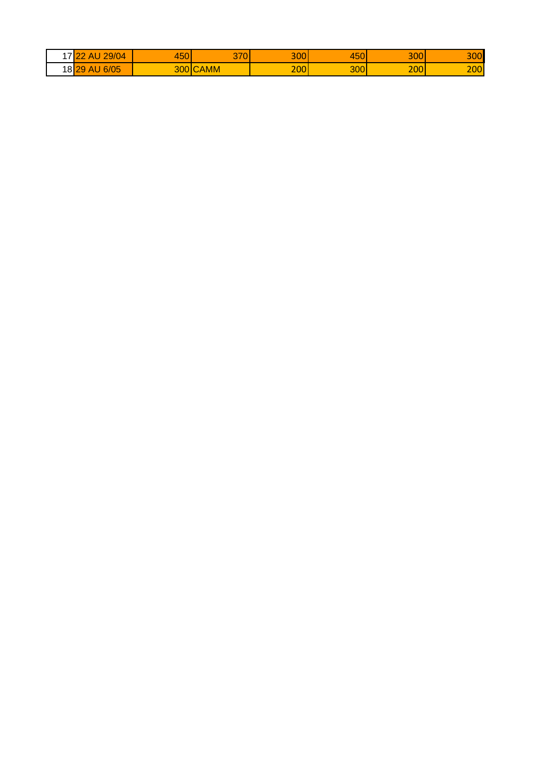| | | | | | | | |
|---|---|---|---|---|---|---|---|
| 17 | 22 AU 29/04 | 450 | 370 | 300 | 450 | 300 | 300 |
| 18 | 29 AU 6/05 | 300 | CAMM | 200 | 300 | 200 | 200 |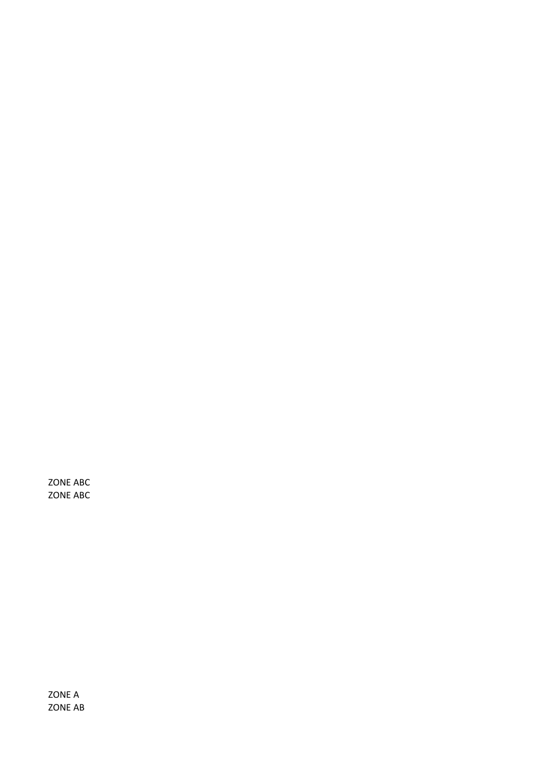ZONE ABC
ZONE ABC

ZONE A
ZONE AB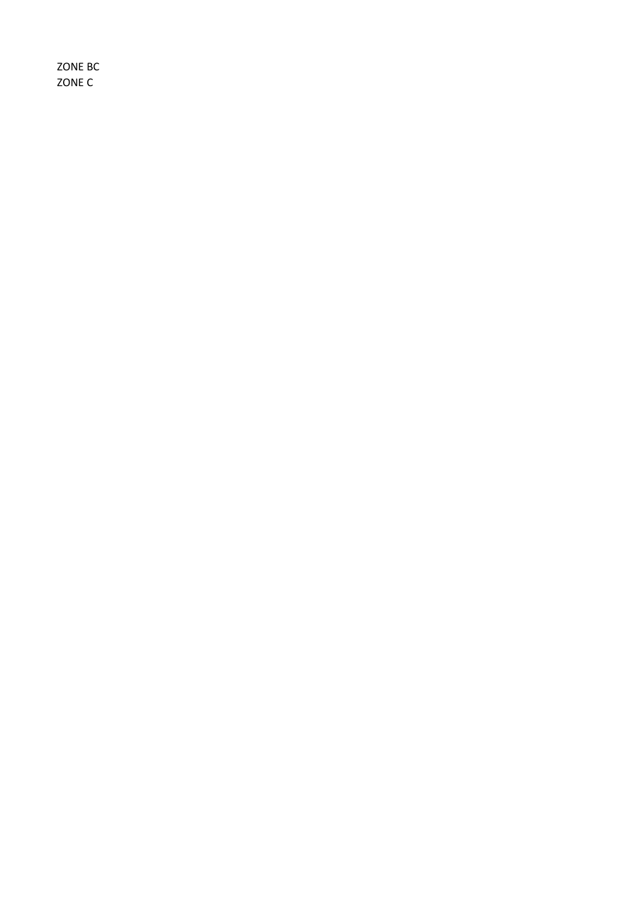ZONE BC
ZONE C